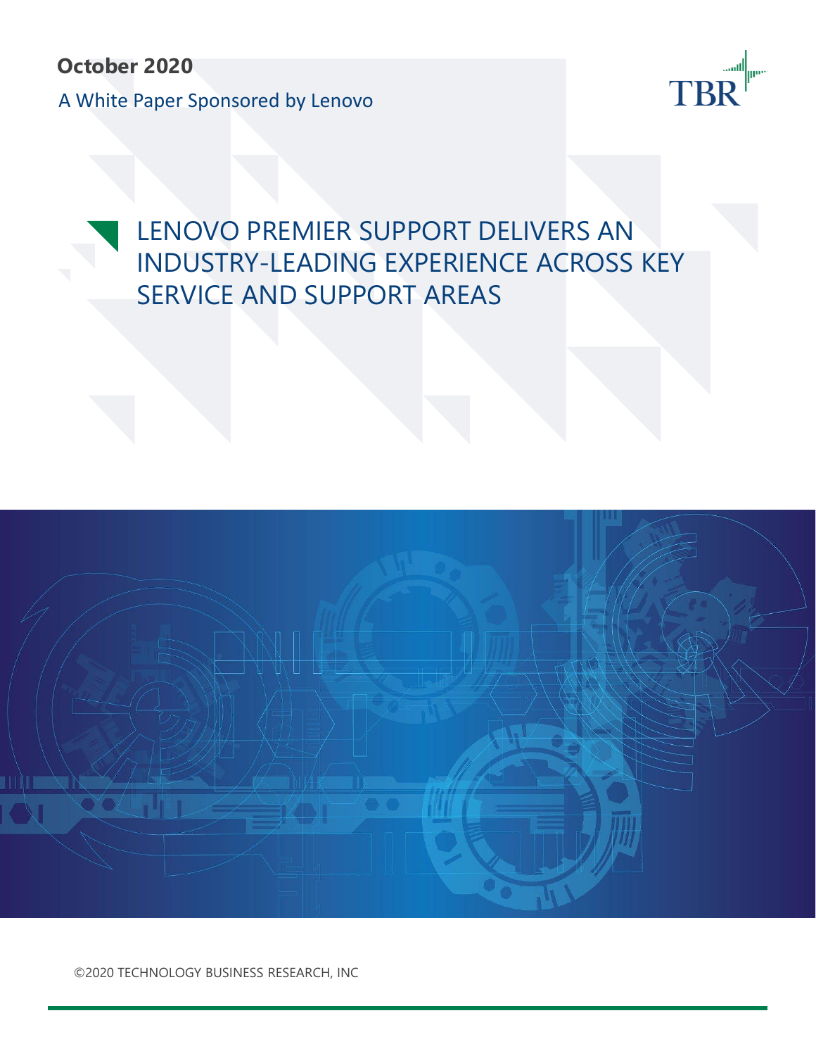**October 2020**

A White Paper Sponsored by Lenovo

TBR

# LENOVO PREMIER SUPPORT DELIVERS AN INDUSTRY-LEADING EXPERIENCE ACROSS KEY SERVICE AND SUPPORT AREAS

©2020 TECHNOLOGY BUSINESS RESEARCH, INC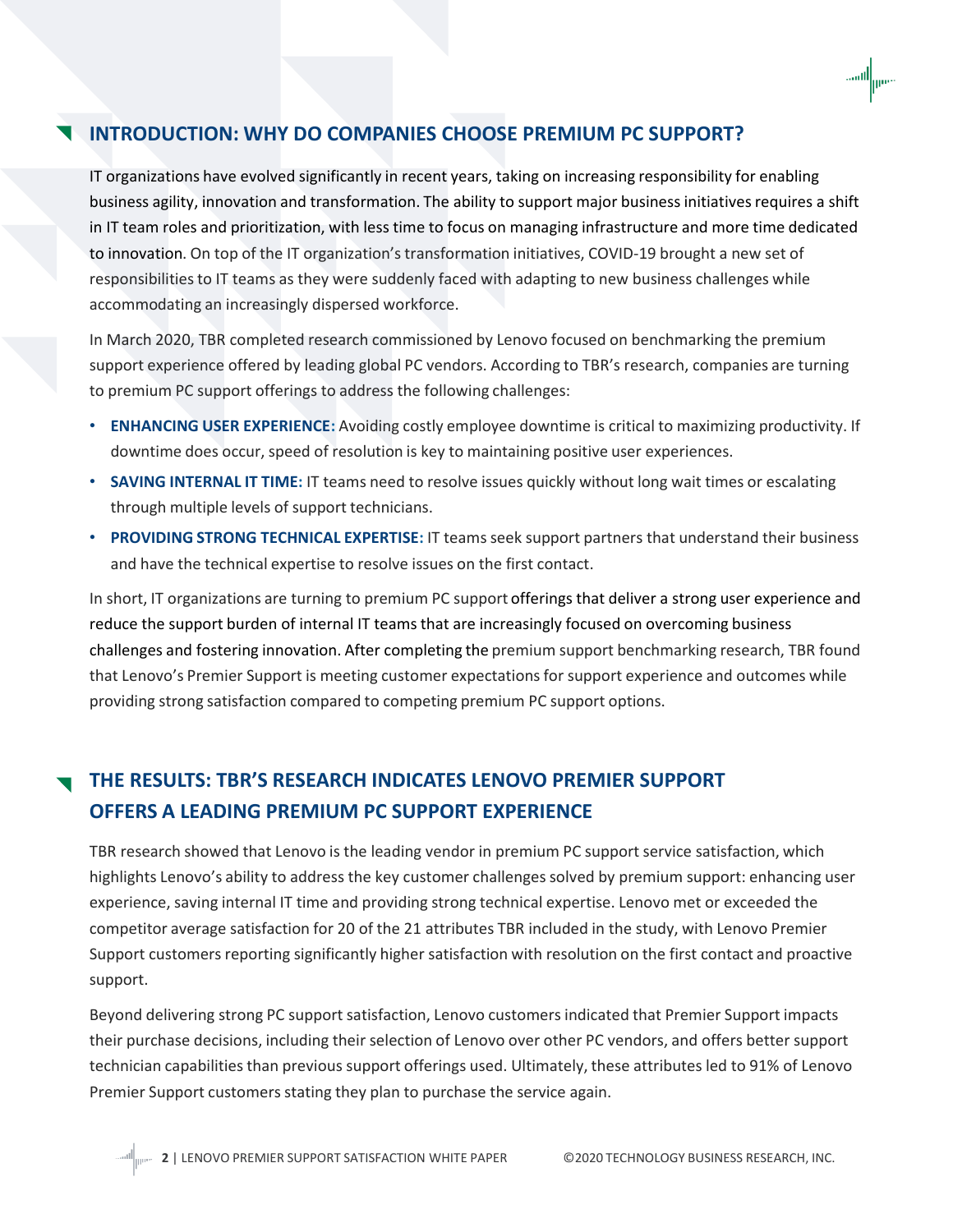## INTRODUCTION: WHY DO COMPANIES CHOOSE PREMIUM PC SUPPORT?

IT organizations have evolved significantly in recent years, taking on increasing responsibility for enabling business agility, innovation and transformation. The ability to support major business initiatives requires a shift in IT team roles and prioritization, with less time to focus on managing infrastructure and more time dedicated to innovation. On top of the IT organization's transformation initiatives, COVID-19 brought a new set of responsibilities to IT teams as they were suddenly faced with adapting to new business challenges while accommodating an increasingly dispersed workforce.

In March 2020, TBR completed research commissioned by Lenovo focused on benchmarking the premium support experience offered by leading global PC vendors. According to TBR's research, companies are turning to premium PC support offerings to address the following challenges:

- **ENHANCING USER EXPERIENCE:** Avoiding costly employee downtime is critical to maximizing productivity. If downtime does occur, speed of resolution is key to maintaining positive user experiences.
- **SAVING INTERNAL IT TIME:** IT teams need to resolve issues quickly without long wait times or escalating through multiple levels of support technicians.
- **PROVIDING STRONG TECHNICAL EXPERTISE:** IT teams seek support partners that understand their business and have the technical expertise to resolve issues on the first contact.

In short, IT organizations are turning to premium PC support offerings that deliver a strong user experience and reduce the support burden of internal IT teams that are increasingly focused on overcoming business challenges and fostering innovation. After completing the premium support benchmarking research, TBR found that Lenovo's Premier Support is meeting customer expectations for support experience and outcomes while providing strong satisfaction compared to competing premium PC support options.

## THE RESULTS: TBR'S RESEARCH INDICATES LENOVO PREMIER SUPPORT OFFERS A LEADING PREMIUM PC SUPPORT EXPERIENCE

TBR research showed that Lenovo is the leading vendor in premium PC support service satisfaction, which highlights Lenovo's ability to address the key customer challenges solved by premium support: enhancing user experience, saving internal IT time and providing strong technical expertise. Lenovo met or exceeded the competitor average satisfaction for 20 of the 21 attributes TBR included in the study, with Lenovo Premier Support customers reporting significantly higher satisfaction with resolution on the first contact and proactive support.

Beyond delivering strong PC support satisfaction, Lenovo customers indicated that Premier Support impacts their purchase decisions, including their selection of Lenovo over other PC vendors, and offers better support technician capabilities than previous support offerings used. Ultimately, these attributes led to 91% of Lenovo Premier Support customers stating they plan to purchase the service again.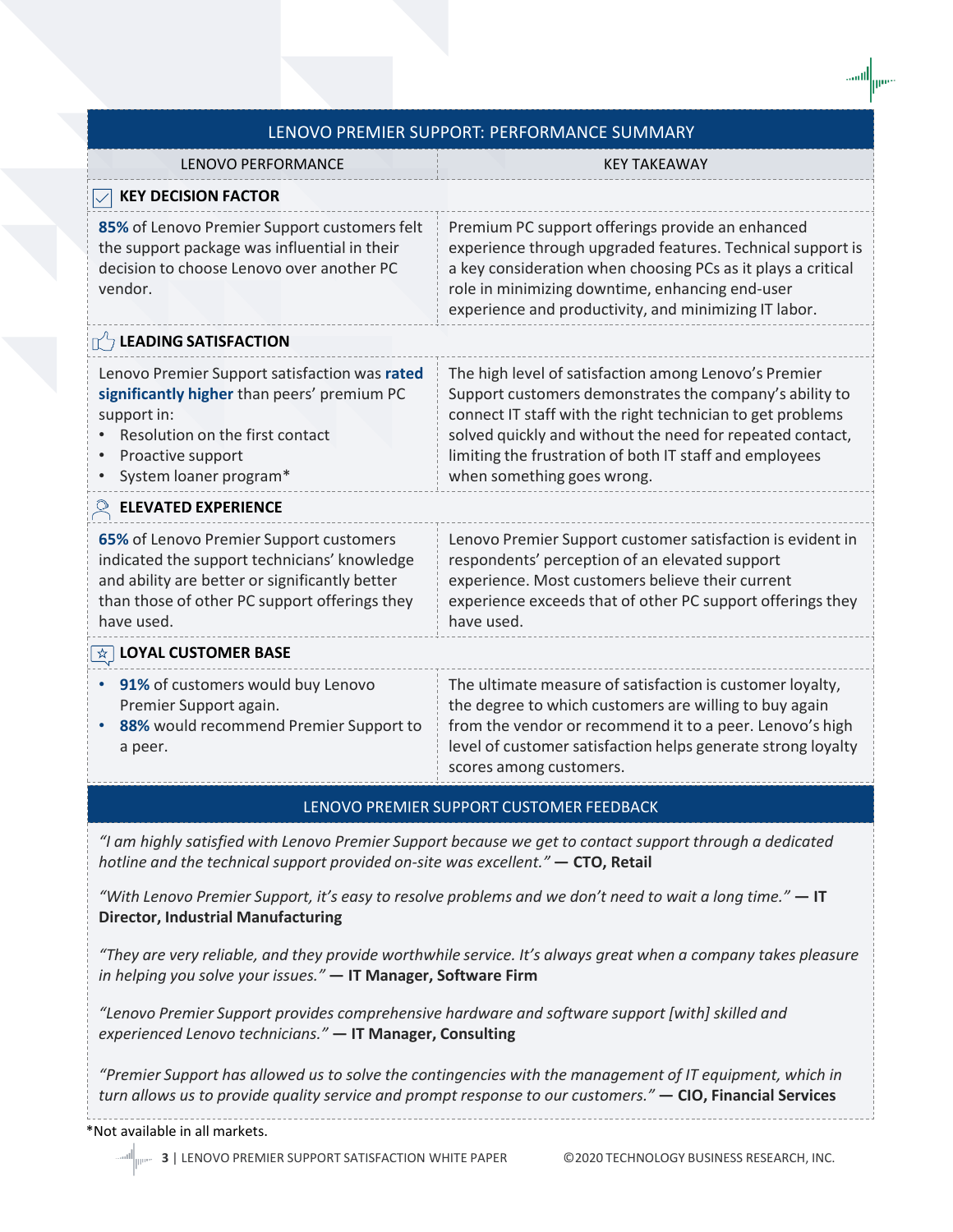## LENOVO PREMIER SUPPORT: PERFORMANCE SUMMARY

| LENOVO PERFORMANCE | KEY TAKEAWAY |
|---|---|
| **KEY DECISION FACTOR** | |
| **85%** of Lenovo Premier Support customers felt the support package was influential in their decision to choose Lenovo over another PC vendor. | Premium PC support offerings provide an enhanced experience through upgraded features. Technical support is a key consideration when choosing PCs as it plays a critical role in minimizing downtime, enhancing end-user experience and productivity, and minimizing IT labor. |
| **LEADING SATISFACTION** | |
| Lenovo Premier Support satisfaction was **rated significantly higher** than peers' premium PC support in:<br>• Resolution on the first contact<br>• Proactive support<br>• System loaner program* | The high level of satisfaction among Lenovo's Premier Support customers demonstrates the company's ability to connect IT staff with the right technician to get problems solved quickly and without the need for repeated contact, limiting the frustration of both IT staff and employees when something goes wrong. |
| **ELEVATED EXPERIENCE** | |
| **65%** of Lenovo Premier Support customers indicated the support technicians' knowledge and ability are better or significantly better than those of other PC support offerings they have used. | Lenovo Premier Support customer satisfaction is evident in respondents' perception of an elevated support experience. Most customers believe their current experience exceeds that of other PC support offerings they have used. |
| **LOYAL CUSTOMER BASE** | |
| • **91%** of customers would buy Lenovo Premier Support again.<br>• **88%** would recommend Premier Support to a peer. | The ultimate measure of satisfaction is customer loyalty, the degree to which customers are willing to buy again from the vendor or recommend it to a peer. Lenovo's high level of customer satisfaction helps generate strong loyalty scores among customers. |

## LENOVO PREMIER SUPPORT CUSTOMER FEEDBACK

*"I am highly satisfied with Lenovo Premier Support because we get to contact support through a dedicated hotline and the technical support provided on-site was excellent."* **— CTO, Retail**

*"With Lenovo Premier Support, it's easy to resolve problems and we don't need to wait a long time."* **— IT Director, Industrial Manufacturing**

*"They are very reliable, and they provide worthwhile service. It's always great when a company takes pleasure in helping you solve your issues."* **— IT Manager, Software Firm**

*"Lenovo Premier Support provides comprehensive hardware and software support [with] skilled and experienced Lenovo technicians."* **— IT Manager, Consulting**

*"Premier Support has allowed us to solve the contingencies with the management of IT equipment, which in turn allows us to provide quality service and prompt response to our customers."* **— CIO, Financial Services**

*Not available in all markets.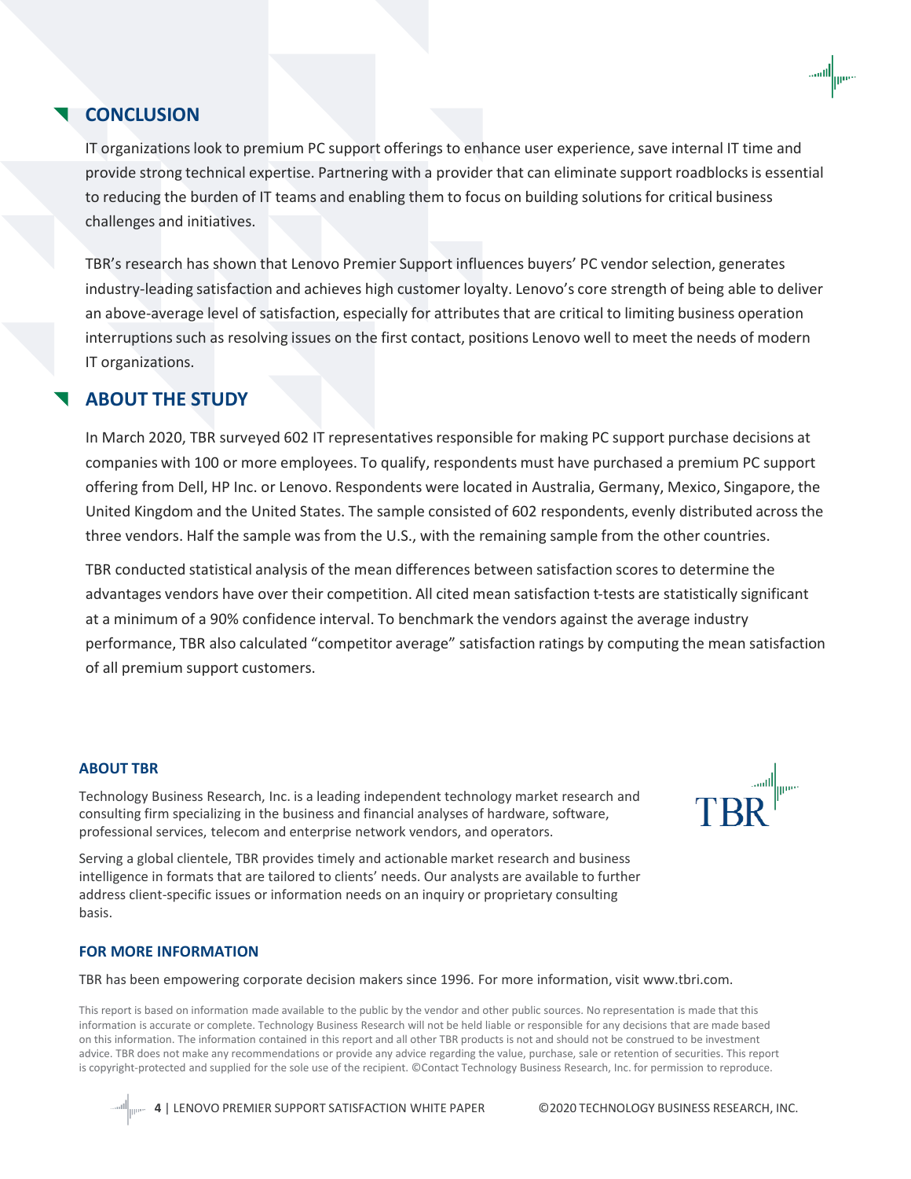## CONCLUSION

IT organizations look to premium PC support offerings to enhance user experience, save internal IT time and provide strong technical expertise. Partnering with a provider that can eliminate support roadblocks is essential to reducing the burden of IT teams and enabling them to focus on building solutions for critical business challenges and initiatives.

TBR's research has shown that Lenovo Premier Support influences buyers' PC vendor selection, generates industry-leading satisfaction and achieves high customer loyalty. Lenovo's core strength of being able to deliver an above-average level of satisfaction, especially for attributes that are critical to limiting business operation interruptions such as resolving issues on the first contact, positions Lenovo well to meet the needs of modern IT organizations.

## ABOUT THE STUDY

In March 2020, TBR surveyed 602 IT representatives responsible for making PC support purchase decisions at companies with 100 or more employees. To qualify, respondents must have purchased a premium PC support offering from Dell, HP Inc. or Lenovo. Respondents were located in Australia, Germany, Mexico, Singapore, the United Kingdom and the United States. The sample consisted of 602 respondents, evenly distributed across the three vendors. Half the sample was from the U.S., with the remaining sample from the other countries.

TBR conducted statistical analysis of the mean differences between satisfaction scores to determine the advantages vendors have over their competition. All cited mean satisfaction t-tests are statistically significant at a minimum of a 90% confidence interval. To benchmark the vendors against the average industry performance, TBR also calculated "competitor average" satisfaction ratings by computing the mean satisfaction of all premium support customers.

### ABOUT TBR

Technology Business Research, Inc. is a leading independent technology market research and consulting firm specializing in the business and financial analyses of hardware, software, professional services, telecom and enterprise network vendors, and operators.

Serving a global clientele, TBR provides timely and actionable market research and business intelligence in formats that are tailored to clients' needs. Our analysts are available to further address client-specific issues or information needs on an inquiry or proprietary consulting basis.

### FOR MORE INFORMATION

TBR has been empowering corporate decision makers since 1996. For more information, visit www.tbri.com.

This report is based on information made available to the public by the vendor and other public sources. No representation is made that this information is accurate or complete. Technology Business Research will not be held liable or responsible for any decisions that are made based on this information. The information contained in this report and all other TBR products is not and should not be construed to be investment advice. TBR does not make any recommendations or provide any advice regarding the value, purchase, sale or retention of securities. This report is copyright-protected and supplied for the sole use of the recipient. ©Contact Technology Business Research, Inc. for permission to reproduce.